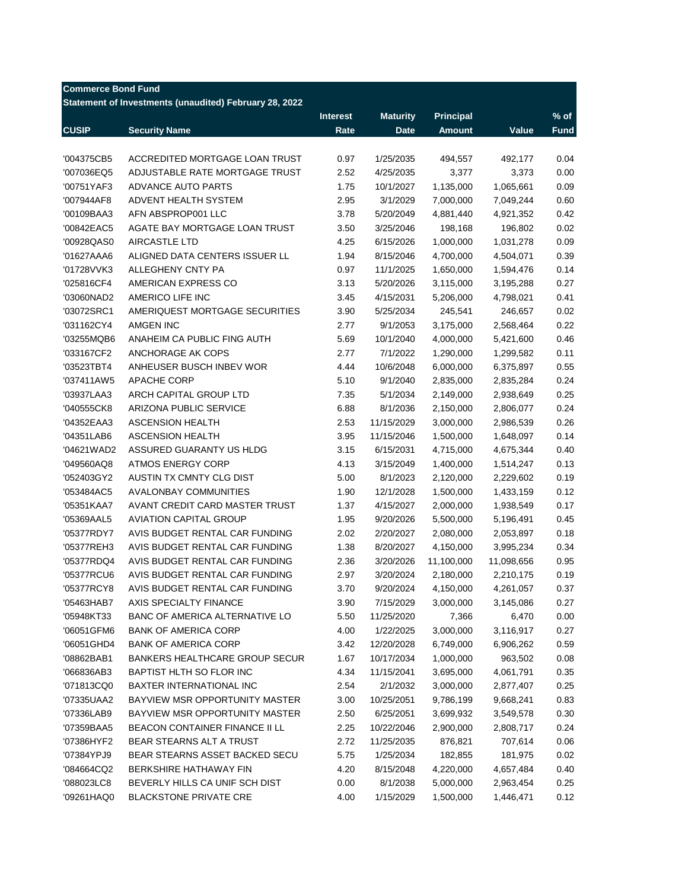**Commerce Bond Fund**

**Statement of Investments (unaudited) February 28, 2022**

| CUSIP | Security Name | Interest Rate | Maturity Date | Principal Amount | Value | % of Fund |
|---|---|---|---|---|---|---|
| '004375CB5 | ACCREDITED MORTGAGE LOAN TRUST | 0.97 | 1/25/2035 | 494,557 | 492,177 | 0.04 |
| '007036EQ5 | ADJUSTABLE RATE MORTGAGE TRUST | 2.52 | 4/25/2035 | 3,377 | 3,373 | 0.00 |
| '00751YAF3 | ADVANCE AUTO PARTS | 1.75 | 10/1/2027 | 1,135,000 | 1,065,661 | 0.09 |
| '007944AF8 | ADVENT HEALTH SYSTEM | 2.95 | 3/1/2029 | 7,000,000 | 7,049,244 | 0.60 |
| '00109BAA3 | AFN ABSPROP001 LLC | 3.78 | 5/20/2049 | 4,881,440 | 4,921,352 | 0.42 |
| '00842EAC5 | AGATE BAY MORTGAGE LOAN TRUST | 3.50 | 3/25/2046 | 198,168 | 196,802 | 0.02 |
| '00928QAS0 | AIRCASTLE LTD | 4.25 | 6/15/2026 | 1,000,000 | 1,031,278 | 0.09 |
| '01627AAA6 | ALIGNED DATA CENTERS ISSUER LL | 1.94 | 8/15/2046 | 4,700,000 | 4,504,071 | 0.39 |
| '01728VVK3 | ALLEGHENY CNTY PA | 0.97 | 11/1/2025 | 1,650,000 | 1,594,476 | 0.14 |
| '025816CF4 | AMERICAN EXPRESS CO | 3.13 | 5/20/2026 | 3,115,000 | 3,195,288 | 0.27 |
| '03060NAD2 | AMERICO LIFE INC | 3.45 | 4/15/2031 | 5,206,000 | 4,798,021 | 0.41 |
| '03072SRC1 | AMERIQUEST MORTGAGE SECURITIES | 3.90 | 5/25/2034 | 245,541 | 246,657 | 0.02 |
| '031162CY4 | AMGEN INC | 2.77 | 9/1/2053 | 3,175,000 | 2,568,464 | 0.22 |
| '03255MQB6 | ANAHEIM CA PUBLIC FING AUTH | 5.69 | 10/1/2040 | 4,000,000 | 5,421,600 | 0.46 |
| '033167CF2 | ANCHORAGE AK COPS | 2.77 | 7/1/2022 | 1,290,000 | 1,299,582 | 0.11 |
| '03523TBT4 | ANHEUSER BUSCH INBEV WOR | 4.44 | 10/6/2048 | 6,000,000 | 6,375,897 | 0.55 |
| '037411AW5 | APACHE CORP | 5.10 | 9/1/2040 | 2,835,000 | 2,835,284 | 0.24 |
| '03937LAA3 | ARCH CAPITAL GROUP LTD | 7.35 | 5/1/2034 | 2,149,000 | 2,938,649 | 0.25 |
| '040555CK8 | ARIZONA PUBLIC SERVICE | 6.88 | 8/1/2036 | 2,150,000 | 2,806,077 | 0.24 |
| '04352EAA3 | ASCENSION HEALTH | 2.53 | 11/15/2029 | 3,000,000 | 2,986,539 | 0.26 |
| '04351LAB6 | ASCENSION HEALTH | 3.95 | 11/15/2046 | 1,500,000 | 1,648,097 | 0.14 |
| '04621WAD2 | ASSURED GUARANTY US HLDG | 3.15 | 6/15/2031 | 4,715,000 | 4,675,344 | 0.40 |
| '049560AQ8 | ATMOS ENERGY CORP | 4.13 | 3/15/2049 | 1,400,000 | 1,514,247 | 0.13 |
| '052403GY2 | AUSTIN TX CMNTY CLG DIST | 5.00 | 8/1/2023 | 2,120,000 | 2,229,602 | 0.19 |
| '053484AC5 | AVALONBAY COMMUNITIES | 1.90 | 12/1/2028 | 1,500,000 | 1,433,159 | 0.12 |
| '05351KAA7 | AVANT CREDIT CARD MASTER TRUST | 1.37 | 4/15/2027 | 2,000,000 | 1,938,549 | 0.17 |
| '05369AAL5 | AVIATION CAPITAL GROUP | 1.95 | 9/20/2026 | 5,500,000 | 5,196,491 | 0.45 |
| '05377RDY7 | AVIS BUDGET RENTAL CAR FUNDING | 2.02 | 2/20/2027 | 2,080,000 | 2,053,897 | 0.18 |
| '05377REH3 | AVIS BUDGET RENTAL CAR FUNDING | 1.38 | 8/20/2027 | 4,150,000 | 3,995,234 | 0.34 |
| '05377RDQ4 | AVIS BUDGET RENTAL CAR FUNDING | 2.36 | 3/20/2026 | 11,100,000 | 11,098,656 | 0.95 |
| '05377RCU6 | AVIS BUDGET RENTAL CAR FUNDING | 2.97 | 3/20/2024 | 2,180,000 | 2,210,175 | 0.19 |
| '05377RCY8 | AVIS BUDGET RENTAL CAR FUNDING | 3.70 | 9/20/2024 | 4,150,000 | 4,261,057 | 0.37 |
| '05463HAB7 | AXIS SPECIALTY FINANCE | 3.90 | 7/15/2029 | 3,000,000 | 3,145,086 | 0.27 |
| '05948KT33 | BANC OF AMERICA ALTERNATIVE LO | 5.50 | 11/25/2020 | 7,366 | 6,470 | 0.00 |
| '06051GFM6 | BANK OF AMERICA CORP | 4.00 | 1/22/2025 | 3,000,000 | 3,116,917 | 0.27 |
| '06051GHD4 | BANK OF AMERICA CORP | 3.42 | 12/20/2028 | 6,749,000 | 6,906,262 | 0.59 |
| '08862BAB1 | BANKERS HEALTHCARE GROUP SECUR | 1.67 | 10/17/2034 | 1,000,000 | 963,502 | 0.08 |
| '066836AB3 | BAPTIST HLTH SO FLOR INC | 4.34 | 11/15/2041 | 3,695,000 | 4,061,791 | 0.35 |
| '071813CQ0 | BAXTER INTERNATIONAL INC | 2.54 | 2/1/2032 | 3,000,000 | 2,877,407 | 0.25 |
| '07335UAA2 | BAYVIEW MSR OPPORTUNITY MASTER | 3.00 | 10/25/2051 | 9,786,199 | 9,668,241 | 0.83 |
| '07336LAB9 | BAYVIEW MSR OPPORTUNITY MASTER | 2.50 | 6/25/2051 | 3,699,932 | 3,549,578 | 0.30 |
| '07359BAA5 | BEACON CONTAINER FINANCE II LL | 2.25 | 10/22/2046 | 2,900,000 | 2,808,717 | 0.24 |
| '07386HYF2 | BEAR STEARNS ALT A TRUST | 2.72 | 11/25/2035 | 876,821 | 707,614 | 0.06 |
| '07384YPJ9 | BEAR STEARNS ASSET BACKED SECU | 5.75 | 1/25/2034 | 182,855 | 181,975 | 0.02 |
| '084664CQ2 | BERKSHIRE HATHAWAY FIN | 4.20 | 8/15/2048 | 4,220,000 | 4,657,484 | 0.40 |
| '088023LC8 | BEVERLY HILLS CA UNIF SCH DIST | 0.00 | 8/1/2038 | 5,000,000 | 2,963,454 | 0.25 |
| '09261HAQ0 | BLACKSTONE PRIVATE CRE | 4.00 | 1/15/2029 | 1,500,000 | 1,446,471 | 0.12 |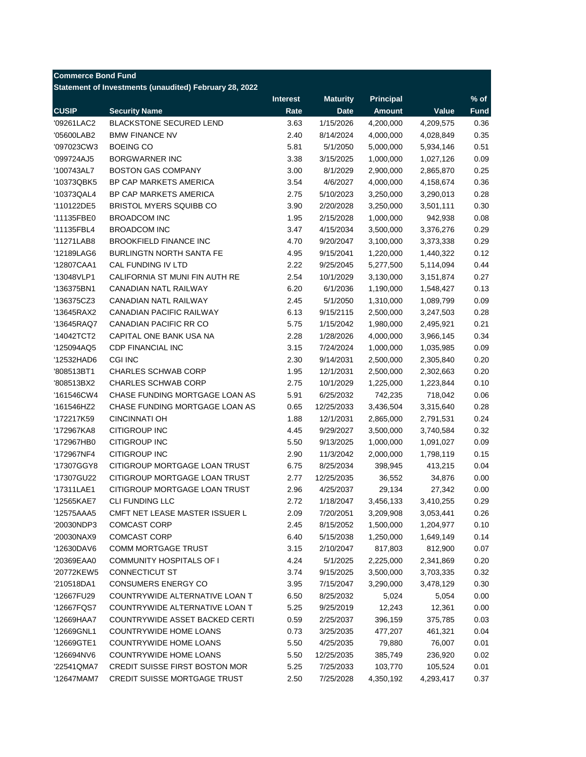**Commerce Bond Fund**

**Statement of Investments (unaudited) February 28, 2022**

| CUSIP | Security Name | Interest Rate | Maturity Date | Principal Amount | Value | % of Fund |
|---|---|---|---|---|---|---|
| '09261LAC2 | BLACKSTONE SECURED LEND | 3.63 | 1/15/2026 | 4,200,000 | 4,209,575 | 0.36 |
| '05600LAB2 | BMW FINANCE NV | 2.40 | 8/14/2024 | 4,000,000 | 4,028,849 | 0.35 |
| '097023CW3 | BOEING CO | 5.81 | 5/1/2050 | 5,000,000 | 5,934,146 | 0.51 |
| '099724AJ5 | BORGWARNER INC | 3.38 | 3/15/2025 | 1,000,000 | 1,027,126 | 0.09 |
| '100743AL7 | BOSTON GAS COMPANY | 3.00 | 8/1/2029 | 2,900,000 | 2,865,870 | 0.25 |
| '10373QBK5 | BP CAP MARKETS AMERICA | 3.54 | 4/6/2027 | 4,000,000 | 4,158,674 | 0.36 |
| '10373QAL4 | BP CAP MARKETS AMERICA | 2.75 | 5/10/2023 | 3,250,000 | 3,290,013 | 0.28 |
| '110122DE5 | BRISTOL MYERS SQUIBB CO | 3.90 | 2/20/2028 | 3,250,000 | 3,501,111 | 0.30 |
| '11135FBE0 | BROADCOM INC | 1.95 | 2/15/2028 | 1,000,000 | 942,938 | 0.08 |
| '11135FBL4 | BROADCOM INC | 3.47 | 4/15/2034 | 3,500,000 | 3,376,276 | 0.29 |
| '11271LAB8 | BROOKFIELD FINANCE INC | 4.70 | 9/20/2047 | 3,100,000 | 3,373,338 | 0.29 |
| '12189LAG6 | BURLINGTN NORTH SANTA FE | 4.95 | 9/15/2041 | 1,220,000 | 1,440,322 | 0.12 |
| '12807CAA1 | CAL FUNDING IV LTD | 2.22 | 9/25/2045 | 5,277,500 | 5,114,094 | 0.44 |
| '13048VLP1 | CALIFORNIA ST MUNI FIN AUTH RE | 2.54 | 10/1/2029 | 3,130,000 | 3,151,874 | 0.27 |
| '136375BN1 | CANADIAN NATL RAILWAY | 6.20 | 6/1/2036 | 1,190,000 | 1,548,427 | 0.13 |
| '136375CZ3 | CANADIAN NATL RAILWAY | 2.45 | 5/1/2050 | 1,310,000 | 1,089,799 | 0.09 |
| '13645RAX2 | CANADIAN PACIFIC RAILWAY | 6.13 | 9/15/2115 | 2,500,000 | 3,247,503 | 0.28 |
| '13645RAQ7 | CANADIAN PACIFIC RR CO | 5.75 | 1/15/2042 | 1,980,000 | 2,495,921 | 0.21 |
| '14042TCT2 | CAPITAL ONE BANK USA NA | 2.28 | 1/28/2026 | 4,000,000 | 3,966,145 | 0.34 |
| '125094AQ5 | CDP FINANCIAL INC | 3.15 | 7/24/2024 | 1,000,000 | 1,035,985 | 0.09 |
| '12532HAD6 | CGI INC | 2.30 | 9/14/2031 | 2,500,000 | 2,305,840 | 0.20 |
| '808513BT1 | CHARLES SCHWAB CORP | 1.95 | 12/1/2031 | 2,500,000 | 2,302,663 | 0.20 |
| '808513BX2 | CHARLES SCHWAB CORP | 2.75 | 10/1/2029 | 1,225,000 | 1,223,844 | 0.10 |
| '161546CW4 | CHASE FUNDING MORTGAGE LOAN AS | 5.91 | 6/25/2032 | 742,235 | 718,042 | 0.06 |
| '161546HZ2 | CHASE FUNDING MORTGAGE LOAN AS | 0.65 | 12/25/2033 | 3,436,504 | 3,315,640 | 0.28 |
| '172217K59 | CINCINNATI OH | 1.88 | 12/1/2031 | 2,865,000 | 2,791,531 | 0.24 |
| '172967KA8 | CITIGROUP INC | 4.45 | 9/29/2027 | 3,500,000 | 3,740,584 | 0.32 |
| '172967HB0 | CITIGROUP INC | 5.50 | 9/13/2025 | 1,000,000 | 1,091,027 | 0.09 |
| '172967NF4 | CITIGROUP INC | 2.90 | 11/3/2042 | 2,000,000 | 1,798,119 | 0.15 |
| '17307GGY8 | CITIGROUP MORTGAGE LOAN TRUST | 6.75 | 8/25/2034 | 398,945 | 413,215 | 0.04 |
| '17307GU22 | CITIGROUP MORTGAGE LOAN TRUST | 2.77 | 12/25/2035 | 36,552 | 34,876 | 0.00 |
| '17311LAE1 | CITIGROUP MORTGAGE LOAN TRUST | 2.96 | 4/25/2037 | 29,134 | 27,342 | 0.00 |
| '12565KAE7 | CLI FUNDING LLC | 2.72 | 1/18/2047 | 3,456,133 | 3,410,255 | 0.29 |
| '12575AAA5 | CMFT NET LEASE MASTER ISSUER L | 2.09 | 7/20/2051 | 3,209,908 | 3,053,441 | 0.26 |
| '20030NDP3 | COMCAST CORP | 2.45 | 8/15/2052 | 1,500,000 | 1,204,977 | 0.10 |
| '20030NAX9 | COMCAST CORP | 6.40 | 5/15/2038 | 1,250,000 | 1,649,149 | 0.14 |
| '12630DAV6 | COMM MORTGAGE TRUST | 3.15 | 2/10/2047 | 817,803 | 812,900 | 0.07 |
| '20369EAA0 | COMMUNITY HOSPITALS OF I | 4.24 | 5/1/2025 | 2,225,000 | 2,341,869 | 0.20 |
| '20772KEW5 | CONNECTICUT ST | 3.74 | 9/15/2025 | 3,500,000 | 3,703,335 | 0.32 |
| '210518DA1 | CONSUMERS ENERGY CO | 3.95 | 7/15/2047 | 3,290,000 | 3,478,129 | 0.30 |
| '12667FU29 | COUNTRYWIDE ALTERNATIVE LOAN T | 6.50 | 8/25/2032 | 5,024 | 5,054 | 0.00 |
| '12667FQS7 | COUNTRYWIDE ALTERNATIVE LOAN T | 5.25 | 9/25/2019 | 12,243 | 12,361 | 0.00 |
| '12669HAA7 | COUNTRYWIDE ASSET BACKED CERTI | 0.59 | 2/25/2037 | 396,159 | 375,785 | 0.03 |
| '12669GNL1 | COUNTRYWIDE HOME LOANS | 0.73 | 3/25/2035 | 477,207 | 461,321 | 0.04 |
| '12669GTE1 | COUNTRYWIDE HOME LOANS | 5.50 | 4/25/2035 | 79,880 | 76,007 | 0.01 |
| '126694NV6 | COUNTRYWIDE HOME LOANS | 5.50 | 12/25/2035 | 385,749 | 236,920 | 0.02 |
| '22541QMA7 | CREDIT SUISSE FIRST BOSTON MOR | 5.25 | 7/25/2033 | 103,770 | 105,524 | 0.01 |
| '12647MAM7 | CREDIT SUISSE MORTGAGE TRUST | 2.50 | 7/25/2028 | 4,350,192 | 4,293,417 | 0.37 |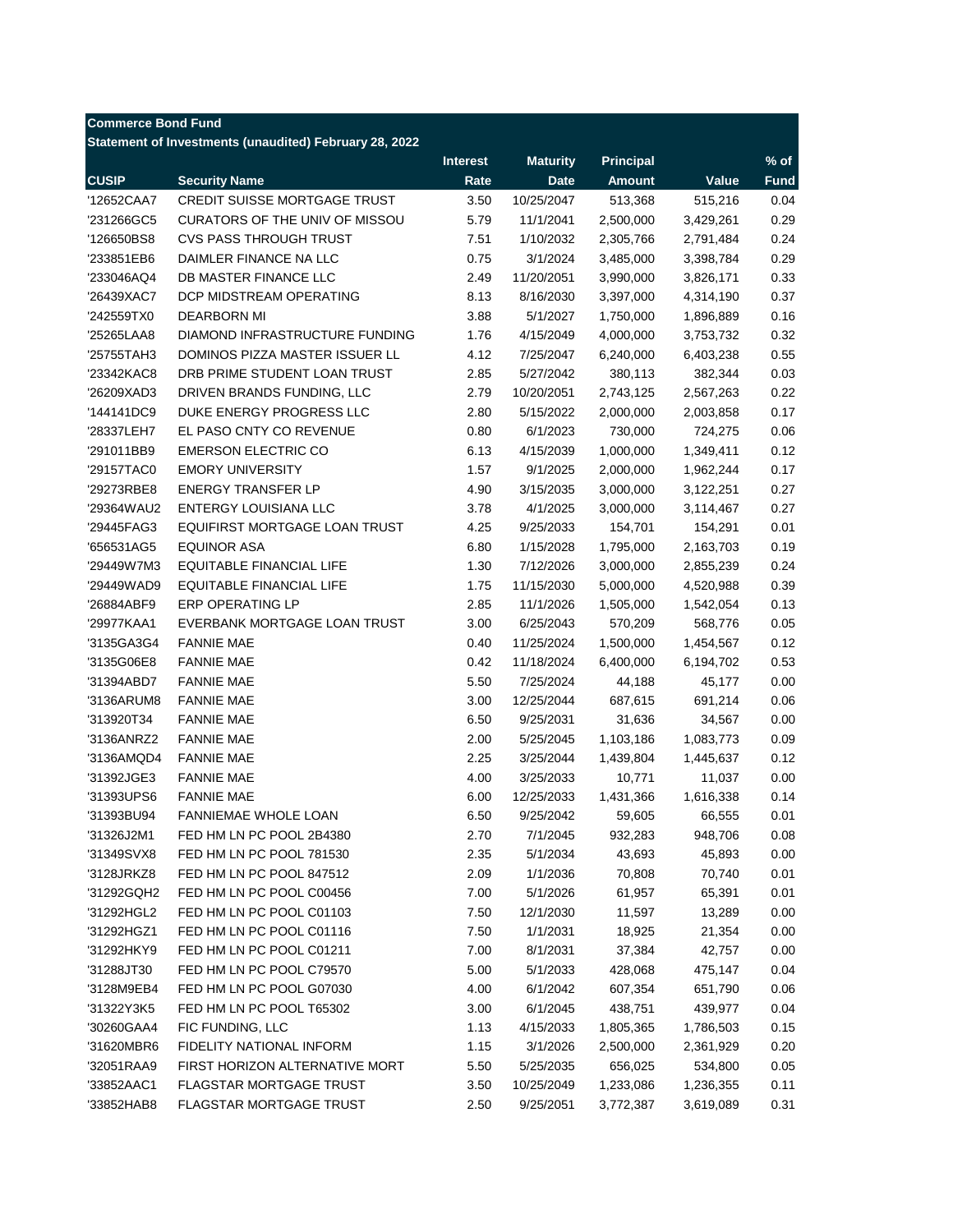**Commerce Bond Fund**

**Statement of Investments (unaudited) February 28, 2022**

| CUSIP | Security Name | Interest Rate | Maturity Date | Principal Amount | Value | % of Fund |
|---|---|---|---|---|---|---|
| '12652CAA7 | CREDIT SUISSE MORTGAGE TRUST | 3.50 | 10/25/2047 | 513,368 | 515,216 | 0.04 |
| '231266GC5 | CURATORS OF THE UNIV OF MISSOU | 5.79 | 11/1/2041 | 2,500,000 | 3,429,261 | 0.29 |
| '126650BS8 | CVS PASS THROUGH TRUST | 7.51 | 1/10/2032 | 2,305,766 | 2,791,484 | 0.24 |
| '233851EB6 | DAIMLER FINANCE NA LLC | 0.75 | 3/1/2024 | 3,485,000 | 3,398,784 | 0.29 |
| '233046AQ4 | DB MASTER FINANCE LLC | 2.49 | 11/20/2051 | 3,990,000 | 3,826,171 | 0.33 |
| '26439XAC7 | DCP MIDSTREAM OPERATING | 8.13 | 8/16/2030 | 3,397,000 | 4,314,190 | 0.37 |
| '242559TX0 | DEARBORN MI | 3.88 | 5/1/2027 | 1,750,000 | 1,896,889 | 0.16 |
| '25265LAA8 | DIAMOND INFRASTRUCTURE FUNDING | 1.76 | 4/15/2049 | 4,000,000 | 3,753,732 | 0.32 |
| '25755TAH3 | DOMINOS PIZZA MASTER ISSUER LL | 4.12 | 7/25/2047 | 6,240,000 | 6,403,238 | 0.55 |
| '23342KAC8 | DRB PRIME STUDENT LOAN TRUST | 2.85 | 5/27/2042 | 380,113 | 382,344 | 0.03 |
| '26209XAD3 | DRIVEN BRANDS FUNDING, LLC | 2.79 | 10/20/2051 | 2,743,125 | 2,567,263 | 0.22 |
| '144141DC9 | DUKE ENERGY PROGRESS LLC | 2.80 | 5/15/2022 | 2,000,000 | 2,003,858 | 0.17 |
| '28337LEH7 | EL PASO CNTY CO REVENUE | 0.80 | 6/1/2023 | 730,000 | 724,275 | 0.06 |
| '291011BB9 | EMERSON ELECTRIC CO | 6.13 | 4/15/2039 | 1,000,000 | 1,349,411 | 0.12 |
| '29157TAC0 | EMORY UNIVERSITY | 1.57 | 9/1/2025 | 2,000,000 | 1,962,244 | 0.17 |
| '29273RBE8 | ENERGY TRANSFER LP | 4.90 | 3/15/2035 | 3,000,000 | 3,122,251 | 0.27 |
| '29364WAU2 | ENTERGY LOUISIANA LLC | 3.78 | 4/1/2025 | 3,000,000 | 3,114,467 | 0.27 |
| '29445FAG3 | EQUIFIRST MORTGAGE LOAN TRUST | 4.25 | 9/25/2033 | 154,701 | 154,291 | 0.01 |
| '656531AG5 | EQUINOR ASA | 6.80 | 1/15/2028 | 1,795,000 | 2,163,703 | 0.19 |
| '29449W7M3 | EQUITABLE FINANCIAL LIFE | 1.30 | 7/12/2026 | 3,000,000 | 2,855,239 | 0.24 |
| '29449WAD9 | EQUITABLE FINANCIAL LIFE | 1.75 | 11/15/2030 | 5,000,000 | 4,520,988 | 0.39 |
| '26884ABF9 | ERP OPERATING LP | 2.85 | 11/1/2026 | 1,505,000 | 1,542,054 | 0.13 |
| '29977KAA1 | EVERBANK MORTGAGE LOAN TRUST | 3.00 | 6/25/2043 | 570,209 | 568,776 | 0.05 |
| '3135GA3G4 | FANNIE MAE | 0.40 | 11/25/2024 | 1,500,000 | 1,454,567 | 0.12 |
| '3135G06E8 | FANNIE MAE | 0.42 | 11/18/2024 | 6,400,000 | 6,194,702 | 0.53 |
| '31394ABD7 | FANNIE MAE | 5.50 | 7/25/2024 | 44,188 | 45,177 | 0.00 |
| '3136ARUM8 | FANNIE MAE | 3.00 | 12/25/2044 | 687,615 | 691,214 | 0.06 |
| '313920T34 | FANNIE MAE | 6.50 | 9/25/2031 | 31,636 | 34,567 | 0.00 |
| '3136ANRZ2 | FANNIE MAE | 2.00 | 5/25/2045 | 1,103,186 | 1,083,773 | 0.09 |
| '3136AMQD4 | FANNIE MAE | 2.25 | 3/25/2044 | 1,439,804 | 1,445,637 | 0.12 |
| '31392JGE3 | FANNIE MAE | 4.00 | 3/25/2033 | 10,771 | 11,037 | 0.00 |
| '31393UPS6 | FANNIE MAE | 6.00 | 12/25/2033 | 1,431,366 | 1,616,338 | 0.14 |
| '31393BU94 | FANNIEMAE WHOLE LOAN | 6.50 | 9/25/2042 | 59,605 | 66,555 | 0.01 |
| '31326J2M1 | FED HM LN PC POOL 2B4380 | 2.70 | 7/1/2045 | 932,283 | 948,706 | 0.08 |
| '31349SVX8 | FED HM LN PC POOL 781530 | 2.35 | 5/1/2034 | 43,693 | 45,893 | 0.00 |
| '3128JRKZ8 | FED HM LN PC POOL 847512 | 2.09 | 1/1/2036 | 70,808 | 70,740 | 0.01 |
| '31292GQH2 | FED HM LN PC POOL C00456 | 7.00 | 5/1/2026 | 61,957 | 65,391 | 0.01 |
| '31292HGL2 | FED HM LN PC POOL C01103 | 7.50 | 12/1/2030 | 11,597 | 13,289 | 0.00 |
| '31292HGZ1 | FED HM LN PC POOL C01116 | 7.50 | 1/1/2031 | 18,925 | 21,354 | 0.00 |
| '31292HKY9 | FED HM LN PC POOL C01211 | 7.00 | 8/1/2031 | 37,384 | 42,757 | 0.00 |
| '31288JT30 | FED HM LN PC POOL C79570 | 5.00 | 5/1/2033 | 428,068 | 475,147 | 0.04 |
| '3128M9EB4 | FED HM LN PC POOL G07030 | 4.00 | 6/1/2042 | 607,354 | 651,790 | 0.06 |
| '31322Y3K5 | FED HM LN PC POOL T65302 | 3.00 | 6/1/2045 | 438,751 | 439,977 | 0.04 |
| '30260GAA4 | FIC FUNDING, LLC | 1.13 | 4/15/2033 | 1,805,365 | 1,786,503 | 0.15 |
| '31620MBR6 | FIDELITY NATIONAL INFORM | 1.15 | 3/1/2026 | 2,500,000 | 2,361,929 | 0.20 |
| '32051RAA9 | FIRST HORIZON ALTERNATIVE MORT | 5.50 | 5/25/2035 | 656,025 | 534,800 | 0.05 |
| '33852AAC1 | FLAGSTAR MORTGAGE TRUST | 3.50 | 10/25/2049 | 1,233,086 | 1,236,355 | 0.11 |
| '33852HAB8 | FLAGSTAR MORTGAGE TRUST | 2.50 | 9/25/2051 | 3,772,387 | 3,619,089 | 0.31 |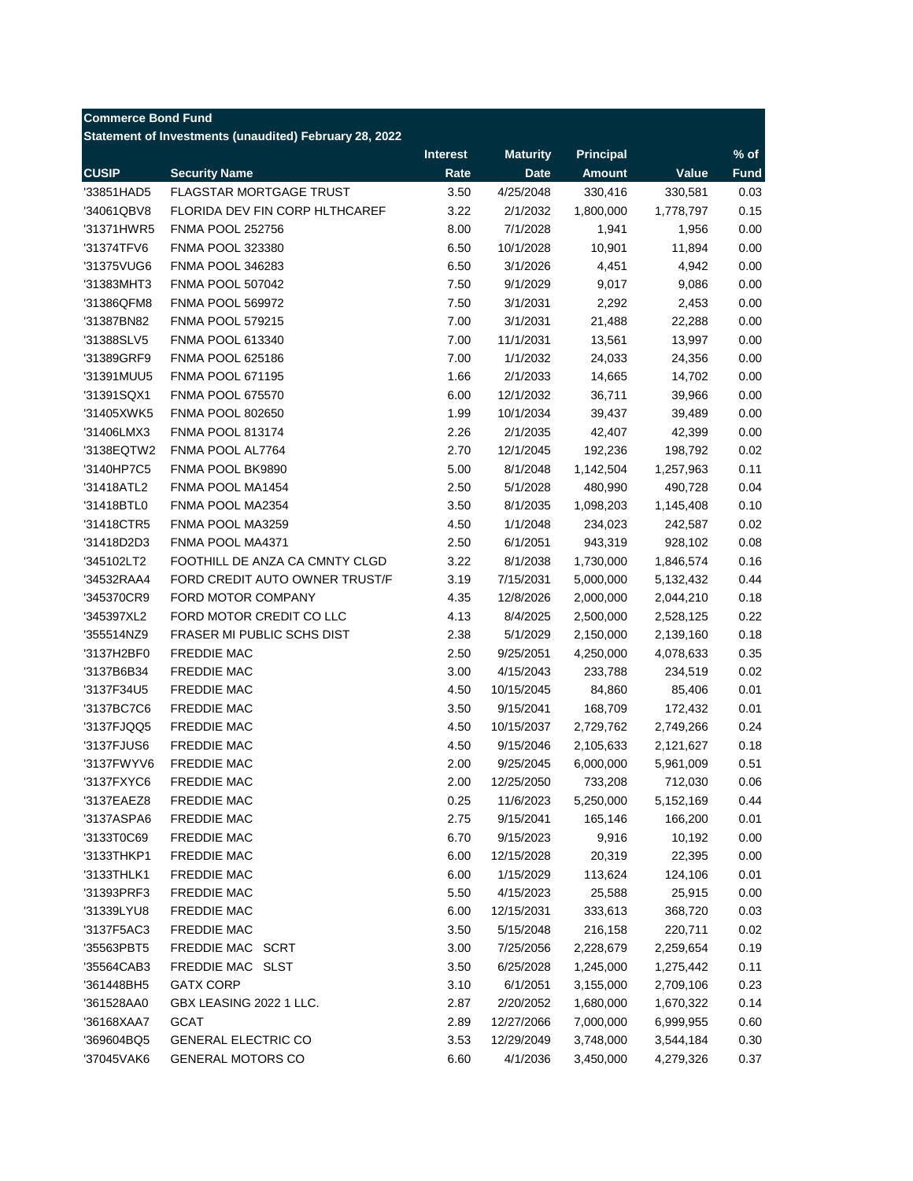**Commerce Bond Fund**

**Statement of Investments (unaudited) February 28, 2022**

| CUSIP | Security Name | Interest Rate | Maturity Date | Principal Amount | Value | % of Fund |
|---|---|---|---|---|---|---|
| '33851HAD5 | FLAGSTAR MORTGAGE TRUST | 3.50 | 4/25/2048 | 330,416 | 330,581 | 0.03 |
| '34061QBV8 | FLORIDA DEV FIN CORP HLTHCAREF | 3.22 | 2/1/2032 | 1,800,000 | 1,778,797 | 0.15 |
| '31371HWR5 | FNMA POOL 252756 | 8.00 | 7/1/2028 | 1,941 | 1,956 | 0.00 |
| '31374TFV6 | FNMA POOL 323380 | 6.50 | 10/1/2028 | 10,901 | 11,894 | 0.00 |
| '31375VUG6 | FNMA POOL 346283 | 6.50 | 3/1/2026 | 4,451 | 4,942 | 0.00 |
| '31383MHT3 | FNMA POOL 507042 | 7.50 | 9/1/2029 | 9,017 | 9,086 | 0.00 |
| '31386QFM8 | FNMA POOL 569972 | 7.50 | 3/1/2031 | 2,292 | 2,453 | 0.00 |
| '31387BN82 | FNMA POOL 579215 | 7.00 | 3/1/2031 | 21,488 | 22,288 | 0.00 |
| '31388SLV5 | FNMA POOL 613340 | 7.00 | 11/1/2031 | 13,561 | 13,997 | 0.00 |
| '31389GRF9 | FNMA POOL 625186 | 7.00 | 1/1/2032 | 24,033 | 24,356 | 0.00 |
| '31391MUU5 | FNMA POOL 671195 | 1.66 | 2/1/2033 | 14,665 | 14,702 | 0.00 |
| '31391SQX1 | FNMA POOL 675570 | 6.00 | 12/1/2032 | 36,711 | 39,966 | 0.00 |
| '31405XWK5 | FNMA POOL 802650 | 1.99 | 10/1/2034 | 39,437 | 39,489 | 0.00 |
| '31406LMX3 | FNMA POOL 813174 | 2.26 | 2/1/2035 | 42,407 | 42,399 | 0.00 |
| '3138EQTW2 | FNMA POOL AL7764 | 2.70 | 12/1/2045 | 192,236 | 198,792 | 0.02 |
| '3140HP7C5 | FNMA POOL BK9890 | 5.00 | 8/1/2048 | 1,142,504 | 1,257,963 | 0.11 |
| '31418ATL2 | FNMA POOL MA1454 | 2.50 | 5/1/2028 | 480,990 | 490,728 | 0.04 |
| '31418BTL0 | FNMA POOL MA2354 | 3.50 | 8/1/2035 | 1,098,203 | 1,145,408 | 0.10 |
| '31418CTR5 | FNMA POOL MA3259 | 4.50 | 1/1/2048 | 234,023 | 242,587 | 0.02 |
| '31418D2D3 | FNMA POOL MA4371 | 2.50 | 6/1/2051 | 943,319 | 928,102 | 0.08 |
| '345102LT2 | FOOTHILL DE ANZA CA CMNTY CLGD | 3.22 | 8/1/2038 | 1,730,000 | 1,846,574 | 0.16 |
| '34532RAA4 | FORD CREDIT AUTO OWNER TRUST/F | 3.19 | 7/15/2031 | 5,000,000 | 5,132,432 | 0.44 |
| '345370CR9 | FORD MOTOR COMPANY | 4.35 | 12/8/2026 | 2,000,000 | 2,044,210 | 0.18 |
| '345397XL2 | FORD MOTOR CREDIT CO LLC | 4.13 | 8/4/2025 | 2,500,000 | 2,528,125 | 0.22 |
| '355514NZ9 | FRASER MI PUBLIC SCHS DIST | 2.38 | 5/1/2029 | 2,150,000 | 2,139,160 | 0.18 |
| '3137H2BF0 | FREDDIE MAC | 2.50 | 9/25/2051 | 4,250,000 | 4,078,633 | 0.35 |
| '3137B6B34 | FREDDIE MAC | 3.00 | 4/15/2043 | 233,788 | 234,519 | 0.02 |
| '3137F34U5 | FREDDIE MAC | 4.50 | 10/15/2045 | 84,860 | 85,406 | 0.01 |
| '3137BC7C6 | FREDDIE MAC | 3.50 | 9/15/2041 | 168,709 | 172,432 | 0.01 |
| '3137FJQQ5 | FREDDIE MAC | 4.50 | 10/15/2037 | 2,729,762 | 2,749,266 | 0.24 |
| '3137FJUS6 | FREDDIE MAC | 4.50 | 9/15/2046 | 2,105,633 | 2,121,627 | 0.18 |
| '3137FWYV6 | FREDDIE MAC | 2.00 | 9/25/2045 | 6,000,000 | 5,961,009 | 0.51 |
| '3137FXYC6 | FREDDIE MAC | 2.00 | 12/25/2050 | 733,208 | 712,030 | 0.06 |
| '3137EAEZ8 | FREDDIE MAC | 0.25 | 11/6/2023 | 5,250,000 | 5,152,169 | 0.44 |
| '3137ASPA6 | FREDDIE MAC | 2.75 | 9/15/2041 | 165,146 | 166,200 | 0.01 |
| '3133T0C69 | FREDDIE MAC | 6.70 | 9/15/2023 | 9,916 | 10,192 | 0.00 |
| '3133THKP1 | FREDDIE MAC | 6.00 | 12/15/2028 | 20,319 | 22,395 | 0.00 |
| '3133THLK1 | FREDDIE MAC | 6.00 | 1/15/2029 | 113,624 | 124,106 | 0.01 |
| '31393PRF3 | FREDDIE MAC | 5.50 | 4/15/2023 | 25,588 | 25,915 | 0.00 |
| '31339LYU8 | FREDDIE MAC | 6.00 | 12/15/2031 | 333,613 | 368,720 | 0.03 |
| '3137F5AC3 | FREDDIE MAC | 3.50 | 5/15/2048 | 216,158 | 220,711 | 0.02 |
| '35563PBT5 | FREDDIE MAC SCRT | 3.00 | 7/25/2056 | 2,228,679 | 2,259,654 | 0.19 |
| '35564CAB3 | FREDDIE MAC SLST | 3.50 | 6/25/2028 | 1,245,000 | 1,275,442 | 0.11 |
| '361448BH5 | GATX CORP | 3.10 | 6/1/2051 | 3,155,000 | 2,709,106 | 0.23 |
| '361528AA0 | GBX LEASING 2022 1 LLC. | 2.87 | 2/20/2052 | 1,680,000 | 1,670,322 | 0.14 |
| '36168XAA7 | GCAT | 2.89 | 12/27/2066 | 7,000,000 | 6,999,955 | 0.60 |
| '369604BQ5 | GENERAL ELECTRIC CO | 3.53 | 12/29/2049 | 3,748,000 | 3,544,184 | 0.30 |
| '37045VAK6 | GENERAL MOTORS CO | 6.60 | 4/1/2036 | 3,450,000 | 4,279,326 | 0.37 |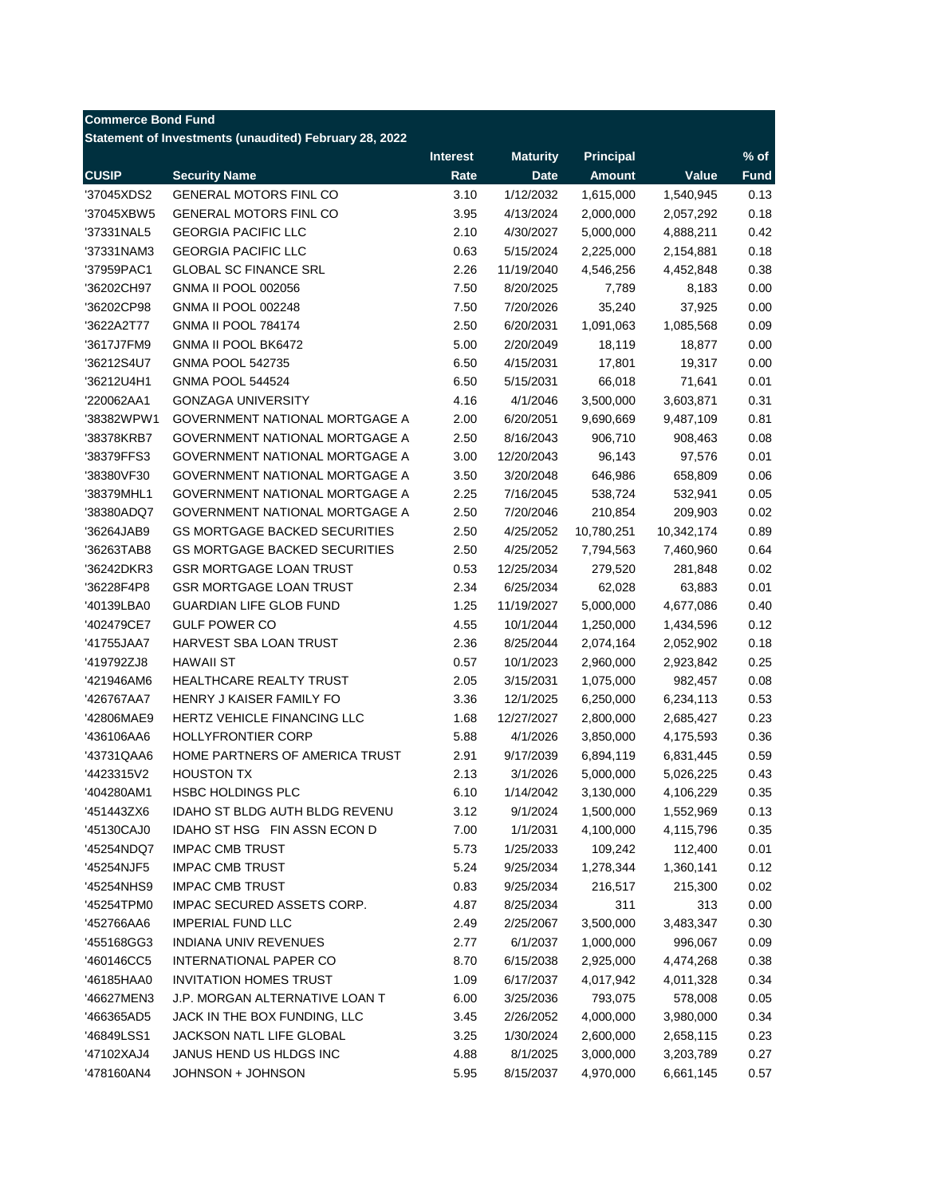**Commerce Bond Fund**

**Statement of Investments (unaudited) February 28, 2022**

| CUSIP | Security Name | Interest Rate | Maturity Date | Principal Amount | Value | % of Fund |
|---|---|---|---|---|---|---|
| '37045XDS2 | GENERAL MOTORS FINL CO | 3.10 | 1/12/2032 | 1,615,000 | 1,540,945 | 0.13 |
| '37045XBW5 | GENERAL MOTORS FINL CO | 3.95 | 4/13/2024 | 2,000,000 | 2,057,292 | 0.18 |
| '37331NAL5 | GEORGIA PACIFIC LLC | 2.10 | 4/30/2027 | 5,000,000 | 4,888,211 | 0.42 |
| '37331NAM3 | GEORGIA PACIFIC LLC | 0.63 | 5/15/2024 | 2,225,000 | 2,154,881 | 0.18 |
| '37959PAC1 | GLOBAL SC FINANCE SRL | 2.26 | 11/19/2040 | 4,546,256 | 4,452,848 | 0.38 |
| '36202CH97 | GNMA II POOL 002056 | 7.50 | 8/20/2025 | 7,789 | 8,183 | 0.00 |
| '36202CP98 | GNMA II POOL 002248 | 7.50 | 7/20/2026 | 35,240 | 37,925 | 0.00 |
| '3622A2T77 | GNMA II POOL 784174 | 2.50 | 6/20/2031 | 1,091,063 | 1,085,568 | 0.09 |
| '3617J7FM9 | GNMA II POOL BK6472 | 5.00 | 2/20/2049 | 18,119 | 18,877 | 0.00 |
| '36212S4U7 | GNMA POOL 542735 | 6.50 | 4/15/2031 | 17,801 | 19,317 | 0.00 |
| '36212U4H1 | GNMA POOL 544524 | 6.50 | 5/15/2031 | 66,018 | 71,641 | 0.01 |
| '220062AA1 | GONZAGA UNIVERSITY | 4.16 | 4/1/2046 | 3,500,000 | 3,603,871 | 0.31 |
| '38382WPW1 | GOVERNMENT NATIONAL MORTGAGE A | 2.00 | 6/20/2051 | 9,690,669 | 9,487,109 | 0.81 |
| '38378KRB7 | GOVERNMENT NATIONAL MORTGAGE A | 2.50 | 8/16/2043 | 906,710 | 908,463 | 0.08 |
| '38379FFS3 | GOVERNMENT NATIONAL MORTGAGE A | 3.00 | 12/20/2043 | 96,143 | 97,576 | 0.01 |
| '38380VF30 | GOVERNMENT NATIONAL MORTGAGE A | 3.50 | 3/20/2048 | 646,986 | 658,809 | 0.06 |
| '38379MHL1 | GOVERNMENT NATIONAL MORTGAGE A | 2.25 | 7/16/2045 | 538,724 | 532,941 | 0.05 |
| '38380ADQ7 | GOVERNMENT NATIONAL MORTGAGE A | 2.50 | 7/20/2046 | 210,854 | 209,903 | 0.02 |
| '36264JAB9 | GS MORTGAGE BACKED SECURITIES | 2.50 | 4/25/2052 | 10,780,251 | 10,342,174 | 0.89 |
| '36263TAB8 | GS MORTGAGE BACKED SECURITIES | 2.50 | 4/25/2052 | 7,794,563 | 7,460,960 | 0.64 |
| '36242DKR3 | GSR MORTGAGE LOAN TRUST | 0.53 | 12/25/2034 | 279,520 | 281,848 | 0.02 |
| '36228F4P8 | GSR MORTGAGE LOAN TRUST | 2.34 | 6/25/2034 | 62,028 | 63,883 | 0.01 |
| '40139LBA0 | GUARDIAN LIFE GLOB FUND | 1.25 | 11/19/2027 | 5,000,000 | 4,677,086 | 0.40 |
| '402479CE7 | GULF POWER CO | 4.55 | 10/1/2044 | 1,250,000 | 1,434,596 | 0.12 |
| '41755JAA7 | HARVEST SBA LOAN TRUST | 2.36 | 8/25/2044 | 2,074,164 | 2,052,902 | 0.18 |
| '419792ZJ8 | HAWAII ST | 0.57 | 10/1/2023 | 2,960,000 | 2,923,842 | 0.25 |
| '421946AM6 | HEALTHCARE REALTY TRUST | 2.05 | 3/15/2031 | 1,075,000 | 982,457 | 0.08 |
| '426767AA7 | HENRY J KAISER FAMILY FO | 3.36 | 12/1/2025 | 6,250,000 | 6,234,113 | 0.53 |
| '42806MAE9 | HERTZ VEHICLE FINANCING LLC | 1.68 | 12/27/2027 | 2,800,000 | 2,685,427 | 0.23 |
| '436106AA6 | HOLLYFRONTIER CORP | 5.88 | 4/1/2026 | 3,850,000 | 4,175,593 | 0.36 |
| '43731QAA6 | HOME PARTNERS OF AMERICA TRUST | 2.91 | 9/17/2039 | 6,894,119 | 6,831,445 | 0.59 |
| '4423315V2 | HOUSTON TX | 2.13 | 3/1/2026 | 5,000,000 | 5,026,225 | 0.43 |
| '404280AM1 | HSBC HOLDINGS PLC | 6.10 | 1/14/2042 | 3,130,000 | 4,106,229 | 0.35 |
| '451443ZX6 | IDAHO ST BLDG AUTH BLDG REVENU | 3.12 | 9/1/2024 | 1,500,000 | 1,552,969 | 0.13 |
| '45130CAJ0 | IDAHO ST HSG FIN ASSN ECON D | 7.00 | 1/1/2031 | 4,100,000 | 4,115,796 | 0.35 |
| '45254NDQ7 | IMPAC CMB TRUST | 5.73 | 1/25/2033 | 109,242 | 112,400 | 0.01 |
| '45254NJF5 | IMPAC CMB TRUST | 5.24 | 9/25/2034 | 1,278,344 | 1,360,141 | 0.12 |
| '45254NHS9 | IMPAC CMB TRUST | 0.83 | 9/25/2034 | 216,517 | 215,300 | 0.02 |
| '45254TPM0 | IMPAC SECURED ASSETS CORP. | 4.87 | 8/25/2034 | 311 | 313 | 0.00 |
| '452766AA6 | IMPERIAL FUND LLC | 2.49 | 2/25/2067 | 3,500,000 | 3,483,347 | 0.30 |
| '455168GG3 | INDIANA UNIV REVENUES | 2.77 | 6/1/2037 | 1,000,000 | 996,067 | 0.09 |
| '460146CC5 | INTERNATIONAL PAPER CO | 8.70 | 6/15/2038 | 2,925,000 | 4,474,268 | 0.38 |
| '46185HAA0 | INVITATION HOMES TRUST | 1.09 | 6/17/2037 | 4,017,942 | 4,011,328 | 0.34 |
| '46627MEN3 | J.P. MORGAN ALTERNATIVE LOAN T | 6.00 | 3/25/2036 | 793,075 | 578,008 | 0.05 |
| '466365AD5 | JACK IN THE BOX FUNDING, LLC | 3.45 | 2/26/2052 | 4,000,000 | 3,980,000 | 0.34 |
| '46849LSS1 | JACKSON NATL LIFE GLOBAL | 3.25 | 1/30/2024 | 2,600,000 | 2,658,115 | 0.23 |
| '47102XAJ4 | JANUS HEND US HLDGS INC | 4.88 | 8/1/2025 | 3,000,000 | 3,203,789 | 0.27 |
| '478160AN4 | JOHNSON + JOHNSON | 5.95 | 8/15/2037 | 4,970,000 | 6,661,145 | 0.57 |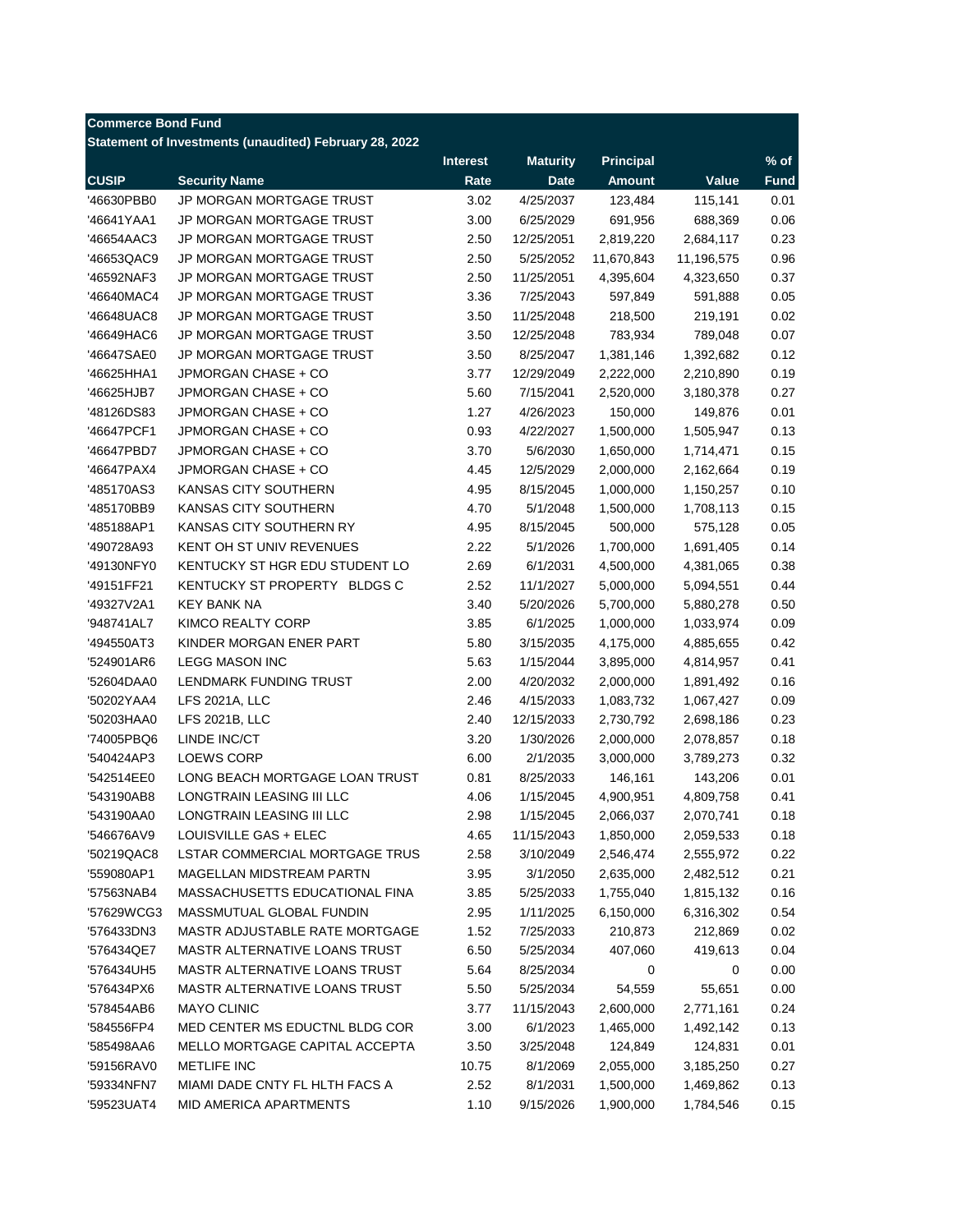**Commerce Bond Fund**

**Statement of Investments (unaudited) February 28, 2022**

| CUSIP | Security Name | Interest Rate | Maturity Date | Principal Amount | Value | % of Fund |
|---|---|---|---|---|---|---|
| '46630PBB0 | JP MORGAN MORTGAGE TRUST | 3.02 | 4/25/2037 | 123,484 | 115,141 | 0.01 |
| '46641YAA1 | JP MORGAN MORTGAGE TRUST | 3.00 | 6/25/2029 | 691,956 | 688,369 | 0.06 |
| '46654AAC3 | JP MORGAN MORTGAGE TRUST | 2.50 | 12/25/2051 | 2,819,220 | 2,684,117 | 0.23 |
| '46653QAC9 | JP MORGAN MORTGAGE TRUST | 2.50 | 5/25/2052 | 11,670,843 | 11,196,575 | 0.96 |
| '46592NAF3 | JP MORGAN MORTGAGE TRUST | 2.50 | 11/25/2051 | 4,395,604 | 4,323,650 | 0.37 |
| '46640MAC4 | JP MORGAN MORTGAGE TRUST | 3.36 | 7/25/2043 | 597,849 | 591,888 | 0.05 |
| '46648UAC8 | JP MORGAN MORTGAGE TRUST | 3.50 | 11/25/2048 | 218,500 | 219,191 | 0.02 |
| '46649HAC6 | JP MORGAN MORTGAGE TRUST | 3.50 | 12/25/2048 | 783,934 | 789,048 | 0.07 |
| '46647SAE0 | JP MORGAN MORTGAGE TRUST | 3.50 | 8/25/2047 | 1,381,146 | 1,392,682 | 0.12 |
| '46625HHA1 | JPMORGAN CHASE + CO | 3.77 | 12/29/2049 | 2,222,000 | 2,210,890 | 0.19 |
| '46625HJB7 | JPMORGAN CHASE + CO | 5.60 | 7/15/2041 | 2,520,000 | 3,180,378 | 0.27 |
| '48126DS83 | JPMORGAN CHASE + CO | 1.27 | 4/26/2023 | 150,000 | 149,876 | 0.01 |
| '46647PCF1 | JPMORGAN CHASE + CO | 0.93 | 4/22/2027 | 1,500,000 | 1,505,947 | 0.13 |
| '46647PBD7 | JPMORGAN CHASE + CO | 3.70 | 5/6/2030 | 1,650,000 | 1,714,471 | 0.15 |
| '46647PAX4 | JPMORGAN CHASE + CO | 4.45 | 12/5/2029 | 2,000,000 | 2,162,664 | 0.19 |
| '485170AS3 | KANSAS CITY SOUTHERN | 4.95 | 8/15/2045 | 1,000,000 | 1,150,257 | 0.10 |
| '485170BB9 | KANSAS CITY SOUTHERN | 4.70 | 5/1/2048 | 1,500,000 | 1,708,113 | 0.15 |
| '485188AP1 | KANSAS CITY SOUTHERN RY | 4.95 | 8/15/2045 | 500,000 | 575,128 | 0.05 |
| '490728A93 | KENT OH ST UNIV REVENUES | 2.22 | 5/1/2026 | 1,700,000 | 1,691,405 | 0.14 |
| '49130NFY0 | KENTUCKY ST HGR EDU STUDENT LO | 2.69 | 6/1/2031 | 4,500,000 | 4,381,065 | 0.38 |
| '49151FF21 | KENTUCKY ST PROPERTY BLDGS C | 2.52 | 11/1/2027 | 5,000,000 | 5,094,551 | 0.44 |
| '49327V2A1 | KEY BANK NA | 3.40 | 5/20/2026 | 5,700,000 | 5,880,278 | 0.50 |
| '948741AL7 | KIMCO REALTY CORP | 3.85 | 6/1/2025 | 1,000,000 | 1,033,974 | 0.09 |
| '494550AT3 | KINDER MORGAN ENER PART | 5.80 | 3/15/2035 | 4,175,000 | 4,885,655 | 0.42 |
| '524901AR6 | LEGG MASON INC | 5.63 | 1/15/2044 | 3,895,000 | 4,814,957 | 0.41 |
| '52604DAA0 | LENDMARK FUNDING TRUST | 2.00 | 4/20/2032 | 2,000,000 | 1,891,492 | 0.16 |
| '50202YAA4 | LFS 2021A, LLC | 2.46 | 4/15/2033 | 1,083,732 | 1,067,427 | 0.09 |
| '50203HAA0 | LFS 2021B, LLC | 2.40 | 12/15/2033 | 2,730,792 | 2,698,186 | 0.23 |
| '74005PBQ6 | LINDE INC/CT | 3.20 | 1/30/2026 | 2,000,000 | 2,078,857 | 0.18 |
| '540424AP3 | LOEWS CORP | 6.00 | 2/1/2035 | 3,000,000 | 3,789,273 | 0.32 |
| '542514EE0 | LONG BEACH MORTGAGE LOAN TRUST | 0.81 | 8/25/2033 | 146,161 | 143,206 | 0.01 |
| '543190AB8 | LONGTRAIN LEASING III LLC | 4.06 | 1/15/2045 | 4,900,951 | 4,809,758 | 0.41 |
| '543190AA0 | LONGTRAIN LEASING III LLC | 2.98 | 1/15/2045 | 2,066,037 | 2,070,741 | 0.18 |
| '546676AV9 | LOUISVILLE GAS + ELEC | 4.65 | 11/15/2043 | 1,850,000 | 2,059,533 | 0.18 |
| '50219QAC8 | LSTAR COMMERCIAL MORTGAGE TRUS | 2.58 | 3/10/2049 | 2,546,474 | 2,555,972 | 0.22 |
| '559080AP1 | MAGELLAN MIDSTREAM PARTN | 3.95 | 3/1/2050 | 2,635,000 | 2,482,512 | 0.21 |
| '57563NAB4 | MASSACHUSETTS EDUCATIONAL FINA | 3.85 | 5/25/2033 | 1,755,040 | 1,815,132 | 0.16 |
| '57629WCG3 | MASSMUTUAL GLOBAL FUNDIN | 2.95 | 1/11/2025 | 6,150,000 | 6,316,302 | 0.54 |
| '576433DN3 | MASTR ADJUSTABLE RATE MORTGAGE | 1.52 | 7/25/2033 | 210,873 | 212,869 | 0.02 |
| '576434QE7 | MASTR ALTERNATIVE LOANS TRUST | 6.50 | 5/25/2034 | 407,060 | 419,613 | 0.04 |
| '576434UH5 | MASTR ALTERNATIVE LOANS TRUST | 5.64 | 8/25/2034 | 0 | 0 | 0.00 |
| '576434PX6 | MASTR ALTERNATIVE LOANS TRUST | 5.50 | 5/25/2034 | 54,559 | 55,651 | 0.00 |
| '578454AB6 | MAYO CLINIC | 3.77 | 11/15/2043 | 2,600,000 | 2,771,161 | 0.24 |
| '584556FP4 | MED CENTER MS EDUCTNL BLDG COR | 3.00 | 6/1/2023 | 1,465,000 | 1,492,142 | 0.13 |
| '585498AA6 | MELLO MORTGAGE CAPITAL ACCEPTA | 3.50 | 3/25/2048 | 124,849 | 124,831 | 0.01 |
| '59156RAV0 | METLIFE INC | 10.75 | 8/1/2069 | 2,055,000 | 3,185,250 | 0.27 |
| '59334NFN7 | MIAMI DADE CNTY FL HLTH FACS A | 2.52 | 8/1/2031 | 1,500,000 | 1,469,862 | 0.13 |
| '59523UAT4 | MID AMERICA APARTMENTS | 1.10 | 9/15/2026 | 1,900,000 | 1,784,546 | 0.15 |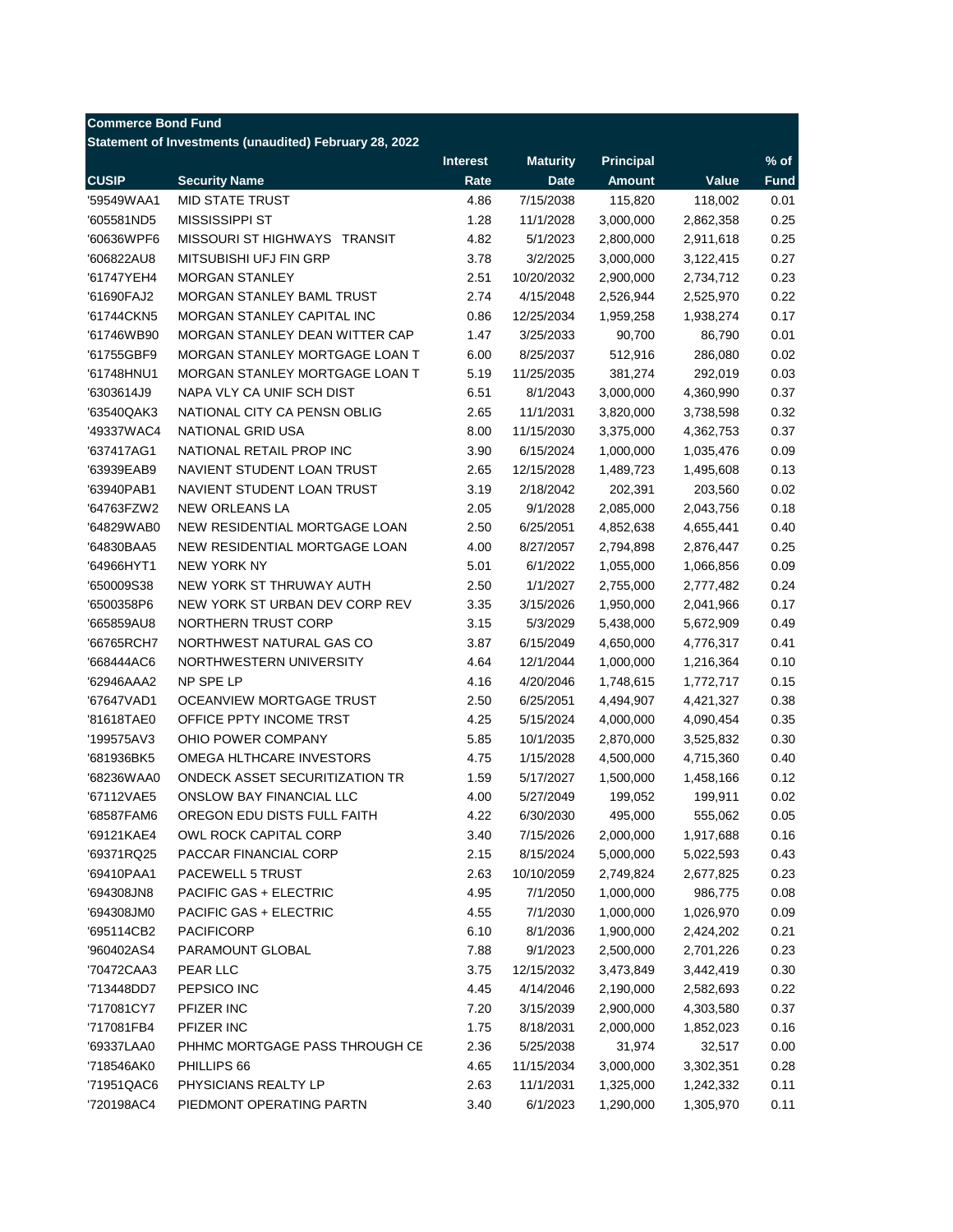**Commerce Bond Fund**

**Statement of Investments (unaudited) February 28, 2022**

| CUSIP | Security Name | Interest Rate | Maturity Date | Principal Amount | Value | % of Fund |
|---|---|---|---|---|---|---|
| '59549WAA1 | MID STATE TRUST | 4.86 | 7/15/2038 | 115,820 | 118,002 | 0.01 |
| '605581ND5 | MISSISSIPPI ST | 1.28 | 11/1/2028 | 3,000,000 | 2,862,358 | 0.25 |
| '60636WPF6 | MISSOURI ST HIGHWAYS TRANSIT | 4.82 | 5/1/2023 | 2,800,000 | 2,911,618 | 0.25 |
| '606822AU8 | MITSUBISHI UFJ FIN GRP | 3.78 | 3/2/2025 | 3,000,000 | 3,122,415 | 0.27 |
| '61747YEH4 | MORGAN STANLEY | 2.51 | 10/20/2032 | 2,900,000 | 2,734,712 | 0.23 |
| '61690FAJ2 | MORGAN STANLEY BAML TRUST | 2.74 | 4/15/2048 | 2,526,944 | 2,525,970 | 0.22 |
| '61744CKN5 | MORGAN STANLEY CAPITAL INC | 0.86 | 12/25/2034 | 1,959,258 | 1,938,274 | 0.17 |
| '61746WB90 | MORGAN STANLEY DEAN WITTER CAP | 1.47 | 3/25/2033 | 90,700 | 86,790 | 0.01 |
| '61755GBF9 | MORGAN STANLEY MORTGAGE LOAN T | 6.00 | 8/25/2037 | 512,916 | 286,080 | 0.02 |
| '61748HNU1 | MORGAN STANLEY MORTGAGE LOAN T | 5.19 | 11/25/2035 | 381,274 | 292,019 | 0.03 |
| '6303614J9 | NAPA VLY CA UNIF SCH DIST | 6.51 | 8/1/2043 | 3,000,000 | 4,360,990 | 0.37 |
| '63540QAK3 | NATIONAL CITY CA PENSN OBLIG | 2.65 | 11/1/2031 | 3,820,000 | 3,738,598 | 0.32 |
| '49337WAC4 | NATIONAL GRID USA | 8.00 | 11/15/2030 | 3,375,000 | 4,362,753 | 0.37 |
| '637417AG1 | NATIONAL RETAIL PROP INC | 3.90 | 6/15/2024 | 1,000,000 | 1,035,476 | 0.09 |
| '63939EAB9 | NAVIENT STUDENT LOAN TRUST | 2.65 | 12/15/2028 | 1,489,723 | 1,495,608 | 0.13 |
| '63940PAB1 | NAVIENT STUDENT LOAN TRUST | 3.19 | 2/18/2042 | 202,391 | 203,560 | 0.02 |
| '64763FZW2 | NEW ORLEANS LA | 2.05 | 9/1/2028 | 2,085,000 | 2,043,756 | 0.18 |
| '64829WAB0 | NEW RESIDENTIAL MORTGAGE LOAN | 2.50 | 6/25/2051 | 4,852,638 | 4,655,441 | 0.40 |
| '64830BAA5 | NEW RESIDENTIAL MORTGAGE LOAN | 4.00 | 8/27/2057 | 2,794,898 | 2,876,447 | 0.25 |
| '64966HYT1 | NEW YORK NY | 5.01 | 6/1/2022 | 1,055,000 | 1,066,856 | 0.09 |
| '650009S38 | NEW YORK ST THRUWAY AUTH | 2.50 | 1/1/2027 | 2,755,000 | 2,777,482 | 0.24 |
| '6500358P6 | NEW YORK ST URBAN DEV CORP REV | 3.35 | 3/15/2026 | 1,950,000 | 2,041,966 | 0.17 |
| '665859AU8 | NORTHERN TRUST CORP | 3.15 | 5/3/2029 | 5,438,000 | 5,672,909 | 0.49 |
| '66765RCH7 | NORTHWEST NATURAL GAS CO | 3.87 | 6/15/2049 | 4,650,000 | 4,776,317 | 0.41 |
| '668444AC6 | NORTHWESTERN UNIVERSITY | 4.64 | 12/1/2044 | 1,000,000 | 1,216,364 | 0.10 |
| '62946AAA2 | NP SPE LP | 4.16 | 4/20/2046 | 1,748,615 | 1,772,717 | 0.15 |
| '67647VAD1 | OCEANVIEW MORTGAGE TRUST | 2.50 | 6/25/2051 | 4,494,907 | 4,421,327 | 0.38 |
| '81618TAE0 | OFFICE PPTY INCOME TRST | 4.25 | 5/15/2024 | 4,000,000 | 4,090,454 | 0.35 |
| '199575AV3 | OHIO POWER COMPANY | 5.85 | 10/1/2035 | 2,870,000 | 3,525,832 | 0.30 |
| '681936BK5 | OMEGA HLTHCARE INVESTORS | 4.75 | 1/15/2028 | 4,500,000 | 4,715,360 | 0.40 |
| '68236WAA0 | ONDECK ASSET SECURITIZATION TR | 1.59 | 5/17/2027 | 1,500,000 | 1,458,166 | 0.12 |
| '67112VAE5 | ONSLOW BAY FINANCIAL LLC | 4.00 | 5/27/2049 | 199,052 | 199,911 | 0.02 |
| '68587FAM6 | OREGON EDU DISTS FULL FAITH | 4.22 | 6/30/2030 | 495,000 | 555,062 | 0.05 |
| '69121KAE4 | OWL ROCK CAPITAL CORP | 3.40 | 7/15/2026 | 2,000,000 | 1,917,688 | 0.16 |
| '69371RQ25 | PACCAR FINANCIAL CORP | 2.15 | 8/15/2024 | 5,000,000 | 5,022,593 | 0.43 |
| '69410PAA1 | PACEWELL 5 TRUST | 2.63 | 10/10/2059 | 2,749,824 | 2,677,825 | 0.23 |
| '694308JN8 | PACIFIC GAS + ELECTRIC | 4.95 | 7/1/2050 | 1,000,000 | 986,775 | 0.08 |
| '694308JM0 | PACIFIC GAS + ELECTRIC | 4.55 | 7/1/2030 | 1,000,000 | 1,026,970 | 0.09 |
| '695114CB2 | PACIFICORP | 6.10 | 8/1/2036 | 1,900,000 | 2,424,202 | 0.21 |
| '960402AS4 | PARAMOUNT GLOBAL | 7.88 | 9/1/2023 | 2,500,000 | 2,701,226 | 0.23 |
| '70472CAA3 | PEAR LLC | 3.75 | 12/15/2032 | 3,473,849 | 3,442,419 | 0.30 |
| '713448DD7 | PEPSICO INC | 4.45 | 4/14/2046 | 2,190,000 | 2,582,693 | 0.22 |
| '717081CY7 | PFIZER INC | 7.20 | 3/15/2039 | 2,900,000 | 4,303,580 | 0.37 |
| '717081FB4 | PFIZER INC | 1.75 | 8/18/2031 | 2,000,000 | 1,852,023 | 0.16 |
| '69337LAA0 | PHHMC MORTGAGE PASS THROUGH CE | 2.36 | 5/25/2038 | 31,974 | 32,517 | 0.00 |
| '718546AK0 | PHILLIPS 66 | 4.65 | 11/15/2034 | 3,000,000 | 3,302,351 | 0.28 |
| '71951QAC6 | PHYSICIANS REALTY LP | 2.63 | 11/1/2031 | 1,325,000 | 1,242,332 | 0.11 |
| '720198AC4 | PIEDMONT OPERATING PARTN | 3.40 | 6/1/2023 | 1,290,000 | 1,305,970 | 0.11 |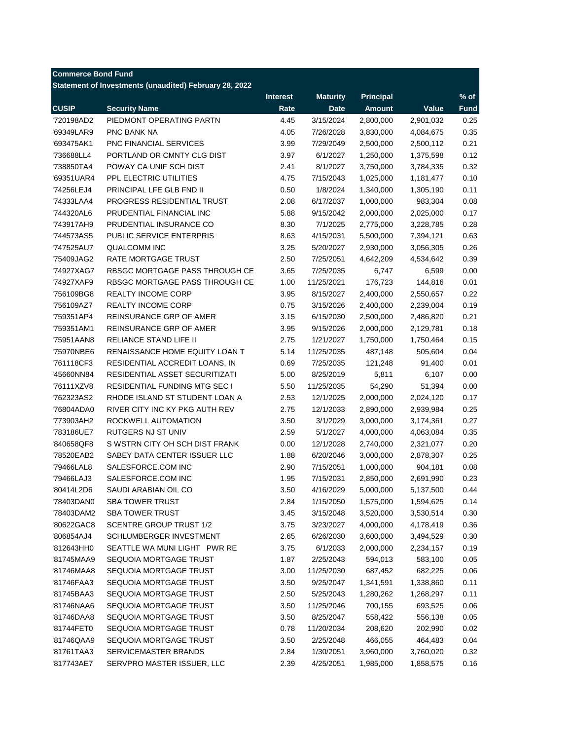**Commerce Bond Fund**

**Statement of Investments (unaudited) February 28, 2022**

| CUSIP | Security Name | Interest Rate | Maturity Date | Principal Amount | Value | % of Fund |
|---|---|---|---|---|---|---|
| '720198AD2 | PIEDMONT OPERATING PARTN | 4.45 | 3/15/2024 | 2,800,000 | 2,901,032 | 0.25 |
| '69349LAR9 | PNC BANK NA | 4.05 | 7/26/2028 | 3,830,000 | 4,084,675 | 0.35 |
| '693475AK1 | PNC FINANCIAL SERVICES | 3.99 | 7/29/2049 | 2,500,000 | 2,500,112 | 0.21 |
| '736688LL4 | PORTLAND OR CMNTY CLG DIST | 3.97 | 6/1/2027 | 1,250,000 | 1,375,598 | 0.12 |
| '738850TA4 | POWAY CA UNIF SCH DIST | 2.41 | 8/1/2027 | 3,750,000 | 3,784,335 | 0.32 |
| '69351UAR4 | PPL ELECTRIC UTILITIES | 4.75 | 7/15/2043 | 1,025,000 | 1,181,477 | 0.10 |
| '74256LEJ4 | PRINCIPAL LFE GLB FND II | 0.50 | 1/8/2024 | 1,340,000 | 1,305,190 | 0.11 |
| '74333LAA4 | PROGRESS RESIDENTIAL TRUST | 2.08 | 6/17/2037 | 1,000,000 | 983,304 | 0.08 |
| '744320AL6 | PRUDENTIAL FINANCIAL INC | 5.88 | 9/15/2042 | 2,000,000 | 2,025,000 | 0.17 |
| '743917AH9 | PRUDENTIAL INSURANCE CO | 8.30 | 7/1/2025 | 2,775,000 | 3,228,785 | 0.28 |
| '744573AS5 | PUBLIC SERVICE ENTERPRIS | 8.63 | 4/15/2031 | 5,500,000 | 7,394,121 | 0.63 |
| '747525AU7 | QUALCOMM INC | 3.25 | 5/20/2027 | 2,930,000 | 3,056,305 | 0.26 |
| '75409JAG2 | RATE MORTGAGE TRUST | 2.50 | 7/25/2051 | 4,642,209 | 4,534,642 | 0.39 |
| '74927XAG7 | RBSGC MORTGAGE PASS THROUGH CE | 3.65 | 7/25/2035 | 6,747 | 6,599 | 0.00 |
| '74927XAF9 | RBSGC MORTGAGE PASS THROUGH CE | 1.00 | 11/25/2021 | 176,723 | 144,816 | 0.01 |
| '756109BG8 | REALTY INCOME CORP | 3.95 | 8/15/2027 | 2,400,000 | 2,550,657 | 0.22 |
| '756109AZ7 | REALTY INCOME CORP | 0.75 | 3/15/2026 | 2,400,000 | 2,239,004 | 0.19 |
| '759351AP4 | REINSURANCE GRP OF AMER | 3.15 | 6/15/2030 | 2,500,000 | 2,486,820 | 0.21 |
| '759351AM1 | REINSURANCE GRP OF AMER | 3.95 | 9/15/2026 | 2,000,000 | 2,129,781 | 0.18 |
| '75951AAN8 | RELIANCE STAND LIFE II | 2.75 | 1/21/2027 | 1,750,000 | 1,750,464 | 0.15 |
| '75970NBE6 | RENAISSANCE HOME EQUITY LOAN T | 5.14 | 11/25/2035 | 487,148 | 505,604 | 0.04 |
| '761118CF3 | RESIDENTIAL ACCREDIT LOANS, IN | 0.69 | 7/25/2035 | 121,248 | 91,400 | 0.01 |
| '45660NN84 | RESIDENTIAL ASSET SECURITIZATI | 5.00 | 8/25/2019 | 5,811 | 6,107 | 0.00 |
| '76111XZV8 | RESIDENTIAL FUNDING MTG SEC I | 5.50 | 11/25/2035 | 54,290 | 51,394 | 0.00 |
| '762323AS2 | RHODE ISLAND ST STUDENT LOAN A | 2.53 | 12/1/2025 | 2,000,000 | 2,024,120 | 0.17 |
| '76804ADA0 | RIVER CITY INC KY PKG AUTH REV | 2.75 | 12/1/2033 | 2,890,000 | 2,939,984 | 0.25 |
| '773903AH2 | ROCKWELL AUTOMATION | 3.50 | 3/1/2029 | 3,000,000 | 3,174,361 | 0.27 |
| '783186UE7 | RUTGERS NJ ST UNIV | 2.59 | 5/1/2027 | 4,000,000 | 4,063,084 | 0.35 |
| '840658QF8 | S WSTRN CITY OH SCH DIST FRANK | 0.00 | 12/1/2028 | 2,740,000 | 2,321,077 | 0.20 |
| '78520EAB2 | SABEY DATA CENTER ISSUER LLC | 1.88 | 6/20/2046 | 3,000,000 | 2,878,307 | 0.25 |
| '79466LAL8 | SALESFORCE.COM INC | 2.90 | 7/15/2051 | 1,000,000 | 904,181 | 0.08 |
| '79466LAJ3 | SALESFORCE.COM INC | 1.95 | 7/15/2031 | 2,850,000 | 2,691,990 | 0.23 |
| '80414L2D6 | SAUDI ARABIAN OIL CO | 3.50 | 4/16/2029 | 5,000,000 | 5,137,500 | 0.44 |
| '78403DAN0 | SBA TOWER TRUST | 2.84 | 1/15/2050 | 1,575,000 | 1,594,625 | 0.14 |
| '78403DAM2 | SBA TOWER TRUST | 3.45 | 3/15/2048 | 3,520,000 | 3,530,514 | 0.30 |
| '80622GAC8 | SCENTRE GROUP TRUST 1/2 | 3.75 | 3/23/2027 | 4,000,000 | 4,178,419 | 0.36 |
| '806854AJ4 | SCHLUMBERGER INVESTMENT | 2.65 | 6/26/2030 | 3,600,000 | 3,494,529 | 0.30 |
| '812643HH0 | SEATTLE WA MUNI LIGHT PWR RE | 3.75 | 6/1/2033 | 2,000,000 | 2,234,157 | 0.19 |
| '81745MAA9 | SEQUOIA MORTGAGE TRUST | 1.87 | 2/25/2043 | 594,013 | 583,100 | 0.05 |
| '81746MAA8 | SEQUOIA MORTGAGE TRUST | 3.00 | 11/25/2030 | 687,452 | 682,225 | 0.06 |
| '81746FAA3 | SEQUOIA MORTGAGE TRUST | 3.50 | 9/25/2047 | 1,341,591 | 1,338,860 | 0.11 |
| '81745BAA3 | SEQUOIA MORTGAGE TRUST | 2.50 | 5/25/2043 | 1,280,262 | 1,268,297 | 0.11 |
| '81746NAA6 | SEQUOIA MORTGAGE TRUST | 3.50 | 11/25/2046 | 700,155 | 693,525 | 0.06 |
| '81746DAA8 | SEQUOIA MORTGAGE TRUST | 3.50 | 8/25/2047 | 558,422 | 556,138 | 0.05 |
| '81744FET0 | SEQUOIA MORTGAGE TRUST | 0.78 | 11/20/2034 | 208,620 | 202,990 | 0.02 |
| '81746QAA9 | SEQUOIA MORTGAGE TRUST | 3.50 | 2/25/2048 | 466,055 | 464,483 | 0.04 |
| '81761TAA3 | SERVICEMASTER BRANDS | 2.84 | 1/30/2051 | 3,960,000 | 3,760,020 | 0.32 |
| '817743AE7 | SERVPRO MASTER ISSUER, LLC | 2.39 | 4/25/2051 | 1,985,000 | 1,858,575 | 0.16 |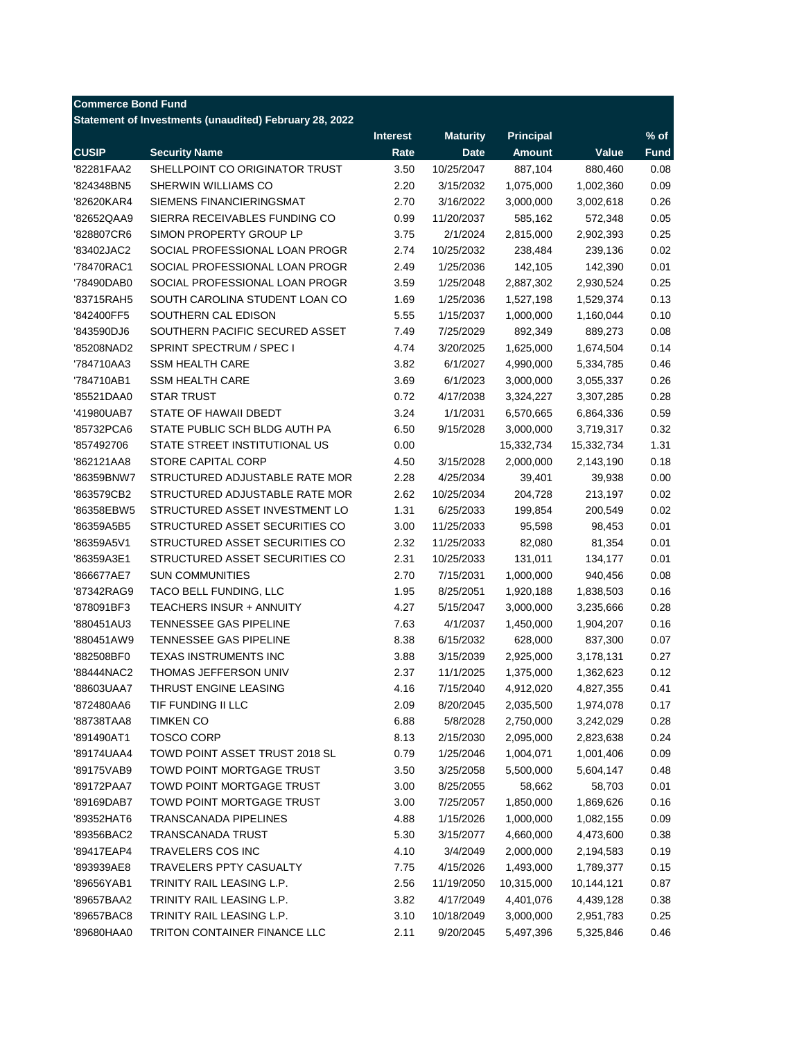**Commerce Bond Fund**

**Statement of Investments (unaudited) February 28, 2022**

| CUSIP | Security Name | Interest Rate | Maturity Date | Principal Amount | Value | % of Fund |
|---|---|---|---|---|---|---|
| '82281FAA2 | SHELLPOINT CO ORIGINATOR TRUST | 3.50 | 10/25/2047 | 887,104 | 880,460 | 0.08 |
| '824348BN5 | SHERWIN WILLIAMS CO | 2.20 | 3/15/2032 | 1,075,000 | 1,002,360 | 0.09 |
| '82620KAR4 | SIEMENS FINANCIERINGSMAT | 2.70 | 3/16/2022 | 3,000,000 | 3,002,618 | 0.26 |
| '82652QAA9 | SIERRA RECEIVABLES FUNDING CO | 0.99 | 11/20/2037 | 585,162 | 572,348 | 0.05 |
| '828807CR6 | SIMON PROPERTY GROUP LP | 3.75 | 2/1/2024 | 2,815,000 | 2,902,393 | 0.25 |
| '83402JAC2 | SOCIAL PROFESSIONAL LOAN PROGR | 2.74 | 10/25/2032 | 238,484 | 239,136 | 0.02 |
| '78470RAC1 | SOCIAL PROFESSIONAL LOAN PROGR | 2.49 | 1/25/2036 | 142,105 | 142,390 | 0.01 |
| '78490DAB0 | SOCIAL PROFESSIONAL LOAN PROGR | 3.59 | 1/25/2048 | 2,887,302 | 2,930,524 | 0.25 |
| '83715RAH5 | SOUTH CAROLINA STUDENT LOAN CO | 1.69 | 1/25/2036 | 1,527,198 | 1,529,374 | 0.13 |
| '842400FF5 | SOUTHERN CAL EDISON | 5.55 | 1/15/2037 | 1,000,000 | 1,160,044 | 0.10 |
| '843590DJ6 | SOUTHERN PACIFIC SECURED ASSET | 7.49 | 7/25/2029 | 892,349 | 889,273 | 0.08 |
| '85208NAD2 | SPRINT SPECTRUM / SPEC I | 4.74 | 3/20/2025 | 1,625,000 | 1,674,504 | 0.14 |
| '784710AA3 | SSM HEALTH CARE | 3.82 | 6/1/2027 | 4,990,000 | 5,334,785 | 0.46 |
| '784710AB1 | SSM HEALTH CARE | 3.69 | 6/1/2023 | 3,000,000 | 3,055,337 | 0.26 |
| '85521DAA0 | STAR TRUST | 0.72 | 4/17/2038 | 3,324,227 | 3,307,285 | 0.28 |
| '41980UAB7 | STATE OF HAWAII DBEDT | 3.24 | 1/1/2031 | 6,570,665 | 6,864,336 | 0.59 |
| '85732PCA6 | STATE PUBLIC SCH BLDG AUTH PA | 6.50 | 9/15/2028 | 3,000,000 | 3,719,317 | 0.32 |
| '857492706 | STATE STREET INSTITUTIONAL US | 0.00 | | 15,332,734 | 15,332,734 | 1.31 |
| '862121AA8 | STORE CAPITAL CORP | 4.50 | 3/15/2028 | 2,000,000 | 2,143,190 | 0.18 |
| '86359BNW7 | STRUCTURED ADJUSTABLE RATE MOR | 2.28 | 4/25/2034 | 39,401 | 39,938 | 0.00 |
| '863579CB2 | STRUCTURED ADJUSTABLE RATE MOR | 2.62 | 10/25/2034 | 204,728 | 213,197 | 0.02 |
| '86358EBW5 | STRUCTURED ASSET INVESTMENT LO | 1.31 | 6/25/2033 | 199,854 | 200,549 | 0.02 |
| '86359A5B5 | STRUCTURED ASSET SECURITIES CO | 3.00 | 11/25/2033 | 95,598 | 98,453 | 0.01 |
| '86359A5V1 | STRUCTURED ASSET SECURITIES CO | 2.32 | 11/25/2033 | 82,080 | 81,354 | 0.01 |
| '86359A3E1 | STRUCTURED ASSET SECURITIES CO | 2.31 | 10/25/2033 | 131,011 | 134,177 | 0.01 |
| '866677AE7 | SUN COMMUNITIES | 2.70 | 7/15/2031 | 1,000,000 | 940,456 | 0.08 |
| '87342RAG9 | TACO BELL FUNDING, LLC | 1.95 | 8/25/2051 | 1,920,188 | 1,838,503 | 0.16 |
| '878091BF3 | TEACHERS INSUR + ANNUITY | 4.27 | 5/15/2047 | 3,000,000 | 3,235,666 | 0.28 |
| '880451AU3 | TENNESSEE GAS PIPELINE | 7.63 | 4/1/2037 | 1,450,000 | 1,904,207 | 0.16 |
| '880451AW9 | TENNESSEE GAS PIPELINE | 8.38 | 6/15/2032 | 628,000 | 837,300 | 0.07 |
| '882508BF0 | TEXAS INSTRUMENTS INC | 3.88 | 3/15/2039 | 2,925,000 | 3,178,131 | 0.27 |
| '88444NAC2 | THOMAS JEFFERSON UNIV | 2.37 | 11/1/2025 | 1,375,000 | 1,362,623 | 0.12 |
| '88603UAA7 | THRUST ENGINE LEASING | 4.16 | 7/15/2040 | 4,912,020 | 4,827,355 | 0.41 |
| '872480AA6 | TIF FUNDING II LLC | 2.09 | 8/20/2045 | 2,035,500 | 1,974,078 | 0.17 |
| '88738TAA8 | TIMKEN CO | 6.88 | 5/8/2028 | 2,750,000 | 3,242,029 | 0.28 |
| '891490AT1 | TOSCO CORP | 8.13 | 2/15/2030 | 2,095,000 | 2,823,638 | 0.24 |
| '89174UAA4 | TOWD POINT ASSET TRUST 2018 SL | 0.79 | 1/25/2046 | 1,004,071 | 1,001,406 | 0.09 |
| '89175VAB9 | TOWD POINT MORTGAGE TRUST | 3.50 | 3/25/2058 | 5,500,000 | 5,604,147 | 0.48 |
| '89172PAA7 | TOWD POINT MORTGAGE TRUST | 3.00 | 8/25/2055 | 58,662 | 58,703 | 0.01 |
| '89169DAB7 | TOWD POINT MORTGAGE TRUST | 3.00 | 7/25/2057 | 1,850,000 | 1,869,626 | 0.16 |
| '89352HAT6 | TRANSCANADA PIPELINES | 4.88 | 1/15/2026 | 1,000,000 | 1,082,155 | 0.09 |
| '89356BAC2 | TRANSCANADA TRUST | 5.30 | 3/15/2077 | 4,660,000 | 4,473,600 | 0.38 |
| '89417EAP4 | TRAVELERS COS INC | 4.10 | 3/4/2049 | 2,000,000 | 2,194,583 | 0.19 |
| '893939AE8 | TRAVELERS PPTY CASUALTY | 7.75 | 4/15/2026 | 1,493,000 | 1,789,377 | 0.15 |
| '89656YAB1 | TRINITY RAIL LEASING L.P. | 2.56 | 11/19/2050 | 10,315,000 | 10,144,121 | 0.87 |
| '89657BAA2 | TRINITY RAIL LEASING L.P. | 3.82 | 4/17/2049 | 4,401,076 | 4,439,128 | 0.38 |
| '89657BAC8 | TRINITY RAIL LEASING L.P. | 3.10 | 10/18/2049 | 3,000,000 | 2,951,783 | 0.25 |
| '89680HAA0 | TRITON CONTAINER FINANCE LLC | 2.11 | 9/20/2045 | 5,497,396 | 5,325,846 | 0.46 |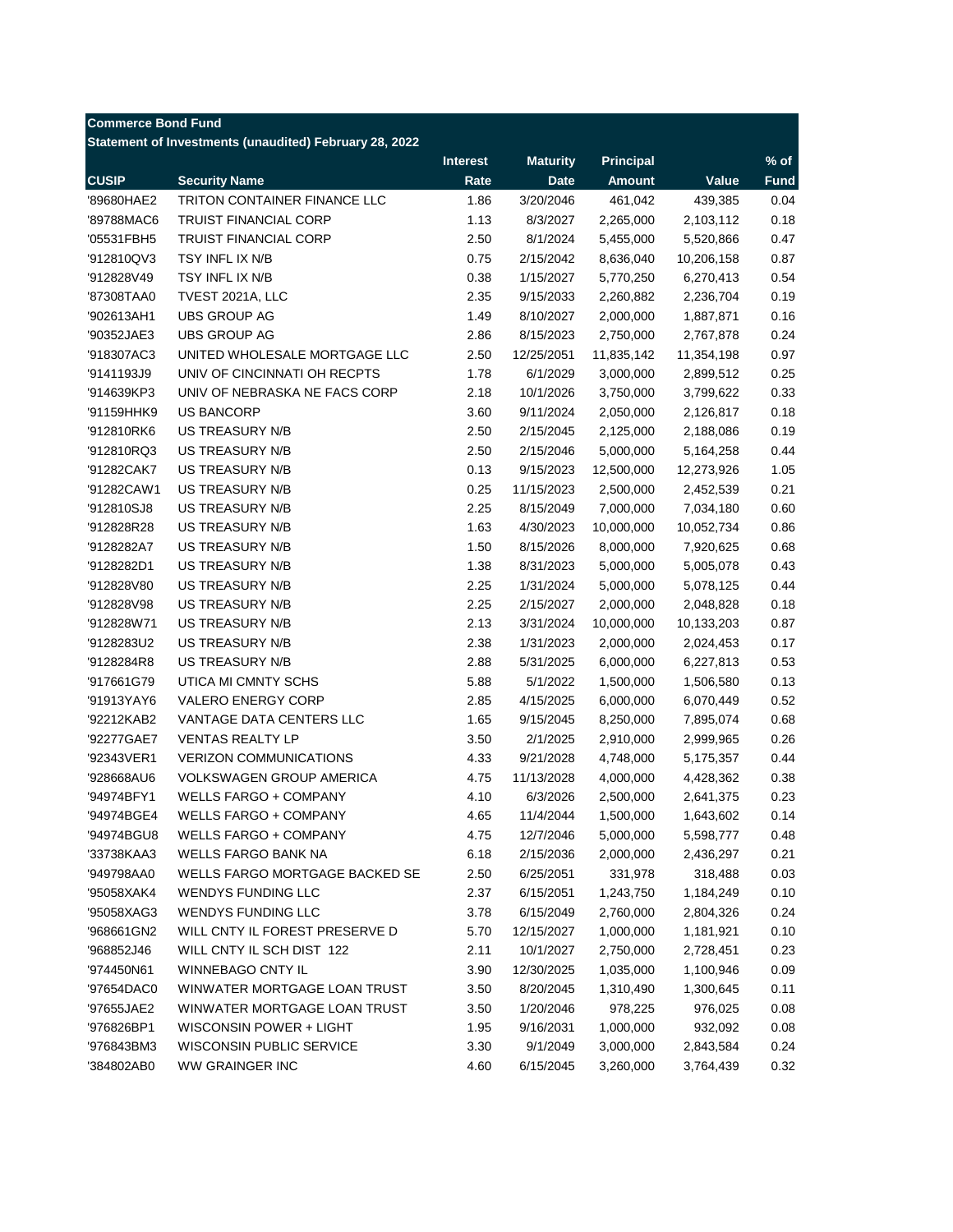**Commerce Bond Fund**

**Statement of Investments (unaudited) February 28, 2022**

| CUSIP | Security Name | Interest Rate | Maturity Date | Principal Amount | Value | % of Fund |
|---|---|---|---|---|---|---|
| '89680HAE2 | TRITON CONTAINER FINANCE LLC | 1.86 | 3/20/2046 | 461,042 | 439,385 | 0.04 |
| '89788MAC6 | TRUIST FINANCIAL CORP | 1.13 | 8/3/2027 | 2,265,000 | 2,103,112 | 0.18 |
| '05531FBH5 | TRUIST FINANCIAL CORP | 2.50 | 8/1/2024 | 5,455,000 | 5,520,866 | 0.47 |
| '912810QV3 | TSY INFL IX N/B | 0.75 | 2/15/2042 | 8,636,040 | 10,206,158 | 0.87 |
| '912828V49 | TSY INFL IX N/B | 0.38 | 1/15/2027 | 5,770,250 | 6,270,413 | 0.54 |
| '87308TAA0 | TVEST 2021A, LLC | 2.35 | 9/15/2033 | 2,260,882 | 2,236,704 | 0.19 |
| '902613AH1 | UBS GROUP AG | 1.49 | 8/10/2027 | 2,000,000 | 1,887,871 | 0.16 |
| '90352JAE3 | UBS GROUP AG | 2.86 | 8/15/2023 | 2,750,000 | 2,767,878 | 0.24 |
| '918307AC3 | UNITED WHOLESALE MORTGAGE LLC | 2.50 | 12/25/2051 | 11,835,142 | 11,354,198 | 0.97 |
| '9141193J9 | UNIV OF CINCINNATI OH RECPTS | 1.78 | 6/1/2029 | 3,000,000 | 2,899,512 | 0.25 |
| '914639KP3 | UNIV OF NEBRASKA NE FACS CORP | 2.18 | 10/1/2026 | 3,750,000 | 3,799,622 | 0.33 |
| '91159HHK9 | US BANCORP | 3.60 | 9/11/2024 | 2,050,000 | 2,126,817 | 0.18 |
| '912810RK6 | US TREASURY N/B | 2.50 | 2/15/2045 | 2,125,000 | 2,188,086 | 0.19 |
| '912810RQ3 | US TREASURY N/B | 2.50 | 2/15/2046 | 5,000,000 | 5,164,258 | 0.44 |
| '91282CAK7 | US TREASURY N/B | 0.13 | 9/15/2023 | 12,500,000 | 12,273,926 | 1.05 |
| '91282CAW1 | US TREASURY N/B | 0.25 | 11/15/2023 | 2,500,000 | 2,452,539 | 0.21 |
| '912810SJ8 | US TREASURY N/B | 2.25 | 8/15/2049 | 7,000,000 | 7,034,180 | 0.60 |
| '912828R28 | US TREASURY N/B | 1.63 | 4/30/2023 | 10,000,000 | 10,052,734 | 0.86 |
| '9128282A7 | US TREASURY N/B | 1.50 | 8/15/2026 | 8,000,000 | 7,920,625 | 0.68 |
| '9128282D1 | US TREASURY N/B | 1.38 | 8/31/2023 | 5,000,000 | 5,005,078 | 0.43 |
| '912828V80 | US TREASURY N/B | 2.25 | 1/31/2024 | 5,000,000 | 5,078,125 | 0.44 |
| '912828V98 | US TREASURY N/B | 2.25 | 2/15/2027 | 2,000,000 | 2,048,828 | 0.18 |
| '912828W71 | US TREASURY N/B | 2.13 | 3/31/2024 | 10,000,000 | 10,133,203 | 0.87 |
| '9128283U2 | US TREASURY N/B | 2.38 | 1/31/2023 | 2,000,000 | 2,024,453 | 0.17 |
| '9128284R8 | US TREASURY N/B | 2.88 | 5/31/2025 | 6,000,000 | 6,227,813 | 0.53 |
| '917661G79 | UTICA MI CMNTY SCHS | 5.88 | 5/1/2022 | 1,500,000 | 1,506,580 | 0.13 |
| '91913YAY6 | VALERO ENERGY CORP | 2.85 | 4/15/2025 | 6,000,000 | 6,070,449 | 0.52 |
| '92212KAB2 | VANTAGE DATA CENTERS LLC | 1.65 | 9/15/2045 | 8,250,000 | 7,895,074 | 0.68 |
| '92277GAE7 | VENTAS REALTY LP | 3.50 | 2/1/2025 | 2,910,000 | 2,999,965 | 0.26 |
| '92343VER1 | VERIZON COMMUNICATIONS | 4.33 | 9/21/2028 | 4,748,000 | 5,175,357 | 0.44 |
| '928668AU6 | VOLKSWAGEN GROUP AMERICA | 4.75 | 11/13/2028 | 4,000,000 | 4,428,362 | 0.38 |
| '94974BFY1 | WELLS FARGO + COMPANY | 4.10 | 6/3/2026 | 2,500,000 | 2,641,375 | 0.23 |
| '94974BGE4 | WELLS FARGO + COMPANY | 4.65 | 11/4/2044 | 1,500,000 | 1,643,602 | 0.14 |
| '94974BGU8 | WELLS FARGO + COMPANY | 4.75 | 12/7/2046 | 5,000,000 | 5,598,777 | 0.48 |
| '33738KAA3 | WELLS FARGO BANK NA | 6.18 | 2/15/2036 | 2,000,000 | 2,436,297 | 0.21 |
| '949798AA0 | WELLS FARGO MORTGAGE BACKED SE | 2.50 | 6/25/2051 | 331,978 | 318,488 | 0.03 |
| '95058XAK4 | WENDYS FUNDING LLC | 2.37 | 6/15/2051 | 1,243,750 | 1,184,249 | 0.10 |
| '95058XAG3 | WENDYS FUNDING LLC | 3.78 | 6/15/2049 | 2,760,000 | 2,804,326 | 0.24 |
| '968661GN2 | WILL CNTY IL FOREST PRESERVE D | 5.70 | 12/15/2027 | 1,000,000 | 1,181,921 | 0.10 |
| '968852J46 | WILL CNTY IL SCH DIST 122 | 2.11 | 10/1/2027 | 2,750,000 | 2,728,451 | 0.23 |
| '974450N61 | WINNEBAGO CNTY IL | 3.90 | 12/30/2025 | 1,035,000 | 1,100,946 | 0.09 |
| '97654DAC0 | WINWATER MORTGAGE LOAN TRUST | 3.50 | 8/20/2045 | 1,310,490 | 1,300,645 | 0.11 |
| '97655JAE2 | WINWATER MORTGAGE LOAN TRUST | 3.50 | 1/20/2046 | 978,225 | 976,025 | 0.08 |
| '976826BP1 | WISCONSIN POWER + LIGHT | 1.95 | 9/16/2031 | 1,000,000 | 932,092 | 0.08 |
| '976843BM3 | WISCONSIN PUBLIC SERVICE | 3.30 | 9/1/2049 | 3,000,000 | 2,843,584 | 0.24 |
| '384802AB0 | WW GRAINGER INC | 4.60 | 6/15/2045 | 3,260,000 | 3,764,439 | 0.32 |